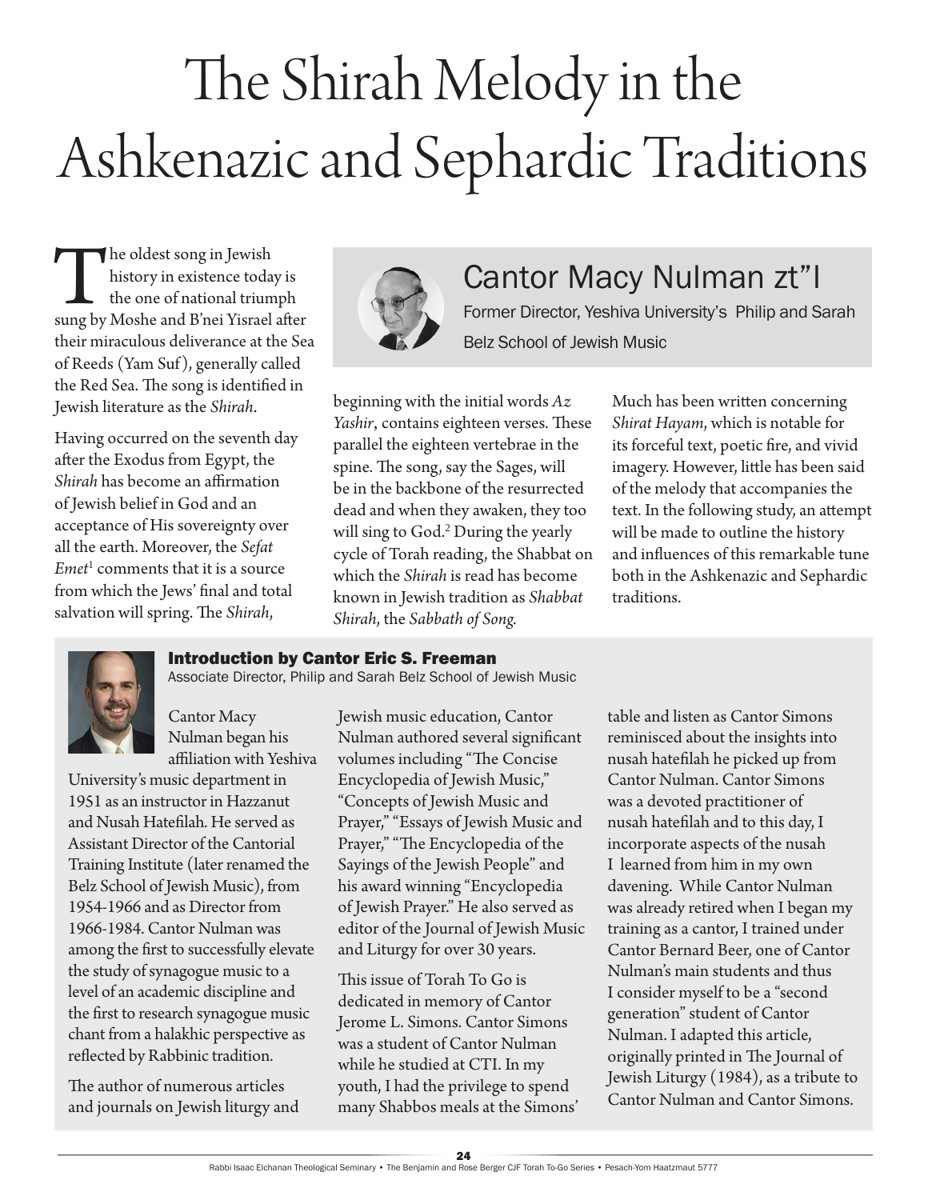# The Shirah Melody in the Ashkenazic and Sephardic Traditions

## Cantor Macy Nulman zt"l

Former Director, Yeshiva University's Philip and Sarah Belz School of Jewish Music

The oldest song in Jewish history in existence today is the one of national triumph sung by Moshe and B'nei Yisrael after their miraculous deliverance at the Sea of Reeds (Yam Suf), generally called the Red Sea. The song is identified in Jewish literature as the *Shirah*.

Having occurred on the seventh day after the Exodus from Egypt, the *Shirah* has become an affirmation of Jewish belief in God and an acceptance of His sovereignty over all the earth. Moreover, the *Sefat Emet*[1] comments that it is a source from which the Jews' final and total salvation will spring. The *Shirah*, beginning with the initial words *Az Yashir*, contains eighteen verses. These parallel the eighteen vertebrae in the spine. The song, say the Sages, will be in the backbone of the resurrected dead and when they awaken, they too will sing to God.[2] During the yearly cycle of Torah reading, the Shabbat on which the *Shirah* is read has become known in Jewish tradition as *Shabbat Shirah*, the *Sabbath of Song.*

Much has been written concerning *Shirat Hayam*, which is notable for its forceful text, poetic fire, and vivid imagery. However, little has been said of the melody that accompanies the text. In the following study, an attempt will be made to outline the history and influences of this remarkable tune both in the Ashkenazic and Sephardic traditions.

### Introduction by Cantor Eric S. Freeman

Associate Director, Philip and Sarah Belz School of Jewish Music

Cantor Macy Nulman began his affiliation with Yeshiva University's music department in 1951 as an instructor in Hazzanut and Nusah Hatefilah. He served as Assistant Director of the Cantorial Training Institute (later renamed the Belz School of Jewish Music), from 1954-1966 and as Director from 1966-1984. Cantor Nulman was among the first to successfully elevate the study of synagogue music to a level of an academic discipline and the first to research synagogue music chant from a halakhic perspective as reflected by Rabbinic tradition.

The author of numerous articles and journals on Jewish liturgy and Jewish music education, Cantor Nulman authored several significant volumes including "The Concise Encyclopedia of Jewish Music," "Concepts of Jewish Music and Prayer," "Essays of Jewish Music and Prayer," "The Encyclopedia of the Sayings of the Jewish People" and his award winning "Encyclopedia of Jewish Prayer." He also served as editor of the Journal of Jewish Music and Liturgy for over 30 years.

This issue of Torah To Go is dedicated in memory of Cantor Jerome L. Simons. Cantor Simons was a student of Cantor Nulman while he studied at CTI. In my youth, I had the privilege to spend many Shabbos meals at the Simons' table and listen as Cantor Simons reminisced about the insights into nusah hatefilah he picked up from Cantor Nulman. Cantor Simons was a devoted practitioner of nusah hatefilah and to this day, I incorporate aspects of the nusah I learned from him in my own davening. While Cantor Nulman was already retired when I began my training as a cantor, I trained under Cantor Bernard Beer, one of Cantor Nulman's main students and thus I consider myself to be a "second generation" student of Cantor Nulman. I adapted this article, originally printed in The Journal of Jewish Liturgy (1984), as a tribute to Cantor Nulman and Cantor Simons.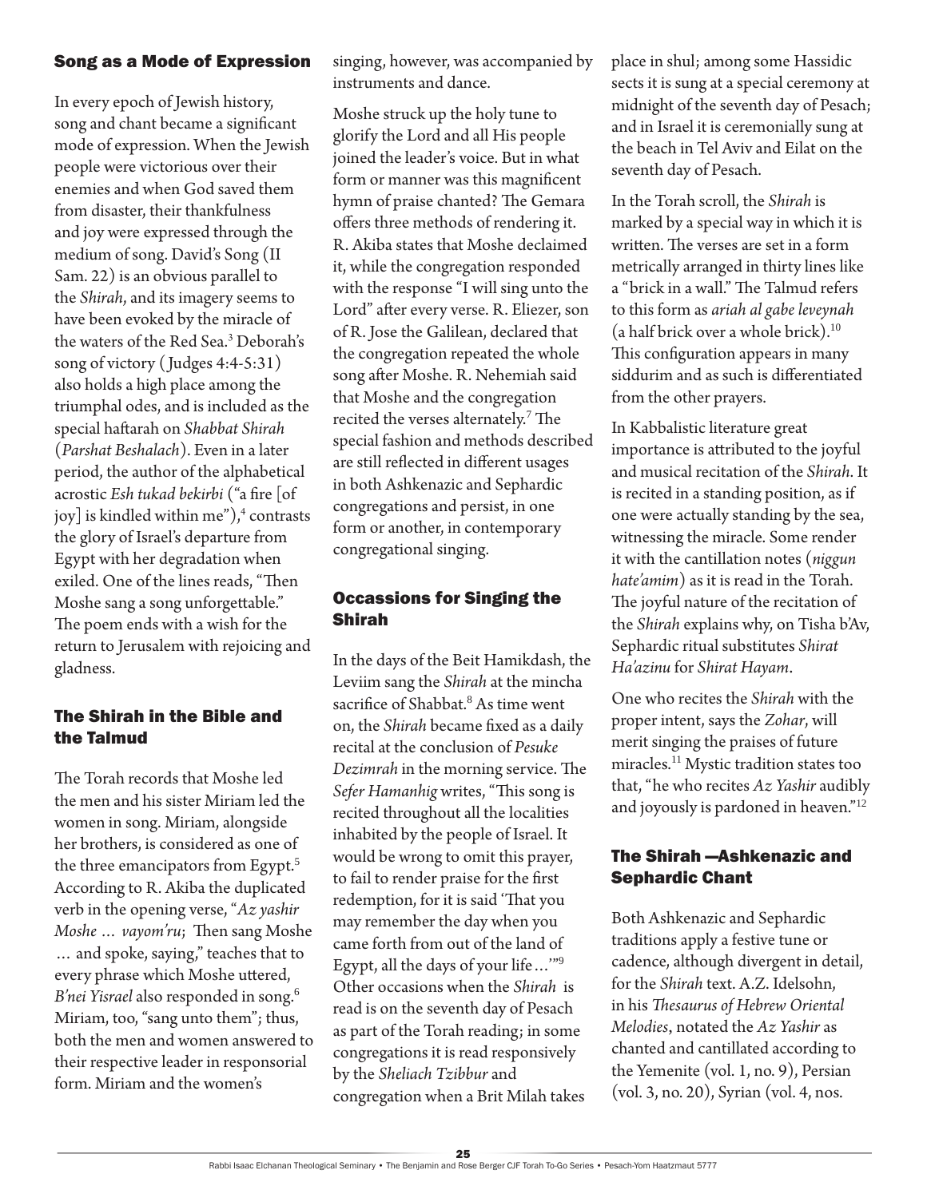## Song as a Mode of Expression

In every epoch of Jewish history, song and chant became a significant mode of expression. When the Jewish people were victorious over their enemies and when God saved them from disaster, their thankfulness and joy were expressed through the medium of song. David's Song (II Sam. 22) is an obvious parallel to the *Shirah*, and its imagery seems to have been evoked by the miracle of the waters of the Red Sea.[3] Deborah's song of victory (Judges 4:4-5:31) also holds a high place among the triumphal odes, and is included as the special haftarah on *Shabbat Shirah* (*Parshat Beshalach*). Even in a later period, the author of the alphabetical acrostic *Esh tukad bekirbi* ("a fire [of joy] is kindled within me"),[4] contrasts the glory of Israel's departure from Egypt with her degradation when exiled. One of the lines reads, "Then Moshe sang a song unforgettable." The poem ends with a wish for the return to Jerusalem with rejoicing and gladness.

## The Shirah in the Bible and the Talmud

The Torah records that Moshe led the men and his sister Miriam led the women in song. Miriam, alongside her brothers, is considered as one of the three emancipators from Egypt.[5] According to R. Akiba the duplicated verb in the opening verse, "*Az yashir Moshe … vayom'ru*; Then sang Moshe … and spoke, saying," teaches that to every phrase which Moshe uttered, *B'nei Yisrael* also responded in song.[6] Miriam, too, "sang unto them"; thus, both the men and women answered to their respective leader in responsorial form. Miriam and the women's singing, however, was accompanied by instruments and dance.

Moshe struck up the holy tune to glorify the Lord and all His people joined the leader's voice. But in what form or manner was this magnificent hymn of praise chanted? The Gemara offers three methods of rendering it. R. Akiba states that Moshe declaimed it, while the congregation responded with the response "I will sing unto the Lord" after every verse. R. Eliezer, son of R. Jose the Galilean, declared that the congregation repeated the whole song after Moshe. R. Nehemiah said that Moshe and the congregation recited the verses alternately.[7] The special fashion and methods described are still reflected in different usages in both Ashkenazic and Sephardic congregations and persist, in one form or another, in contemporary congregational singing.

## Occassions for Singing the Shirah

In the days of the Beit Hamikdash, the Leviim sang the *Shirah* at the mincha sacrifice of Shabbat.[8] As time went on, the *Shirah* became fixed as a daily recital at the conclusion of *Pesuke Dezimrah* in the morning service. The *Sefer Hamanhig* writes, "This song is recited throughout all the localities inhabited by the people of Israel. It would be wrong to omit this prayer, to fail to render praise for the first redemption, for it is said 'That you may remember the day when you came forth from out of the land of Egypt, all the days of your life…'"[9] Other occasions when the *Shirah* is read is on the seventh day of Pesach as part of the Torah reading; in some congregations it is read responsively by the *Sheliach Tzibbur* and congregation when a Brit Milah takes place in shul; among some Hassidic sects it is sung at a special ceremony at midnight of the seventh day of Pesach; and in Israel it is ceremonially sung at the beach in Tel Aviv and Eilat on the seventh day of Pesach.

In the Torah scroll, the *Shirah* is marked by a special way in which it is written. The verses are set in a form metrically arranged in thirty lines like a "brick in a wall." The Talmud refers to this form as *ariah al gabe leveynah* (a half brick over a whole brick).[10] This configuration appears in many siddurim and as such is differentiated from the other prayers.

In Kabbalistic literature great importance is attributed to the joyful and musical recitation of the *Shirah*. It is recited in a standing position, as if one were actually standing by the sea, witnessing the miracle. Some render it with the cantillation notes (*niggun hate'amim*) as it is read in the Torah. The joyful nature of the recitation of the *Shirah* explains why, on Tisha b'Av, Sephardic ritual substitutes *Shirat Ha'azinu* for *Shirat Hayam*.

One who recites the *Shirah* with the proper intent, says the *Zohar*, will merit singing the praises of future miracles.[11] Mystic tradition states too that, "he who recites *Az Yashir* audibly and joyously is pardoned in heaven."[12]

## The Shirah —Ashkenazic and Sephardic Chant

Both Ashkenazic and Sephardic traditions apply a festive tune or cadence, although divergent in detail, for the *Shirah* text. A.Z. Idelsohn, in his *Thesaurus of Hebrew Oriental Melodies*, notated the *Az Yashir* as chanted and cantillated according to the Yemenite (vol. 1, no. 9), Persian (vol. 3, no. 20), Syrian (vol. 4, nos.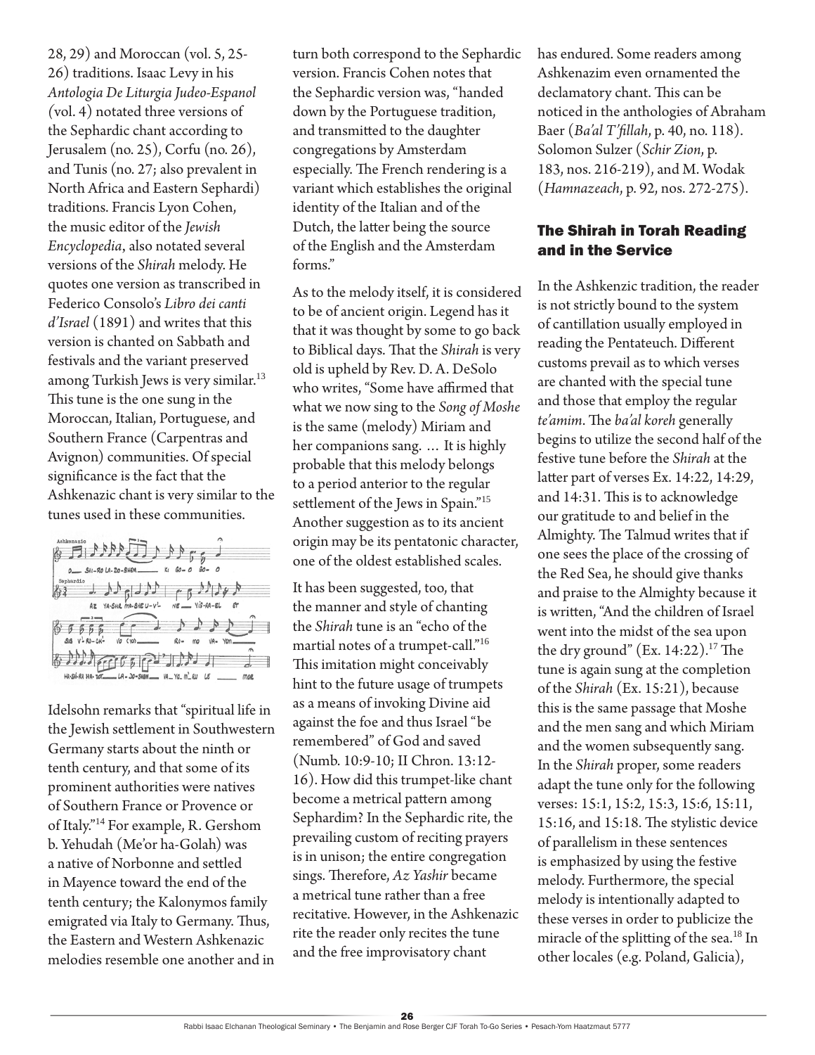28, 29) and Moroccan (vol. 5, 25-26) traditions. Isaac Levy in his *Antologia De Liturgia Judeo-Espanol* (vol. 4) notated three versions of the Sephardic chant according to Jerusalem (no. 25), Corfu (no. 26), and Tunis (no. 27; also prevalent in North Africa and Eastern Sephardi) traditions. Francis Lyon Cohen, the music editor of the *Jewish Encyclopedia*, also notated several versions of the *Shirah* melody. He quotes one version as transcribed in Federico Consolo's *Libro dei canti d'Israel* (1891) and writes that this version is chanted on Sabbath and festivals and the variant preserved among Turkish Jews is very similar.[13] This tune is the one sung in the Moroccan, Italian, Portuguese, and Southern France (Carpentras and Avignon) communities. Of special significance is the fact that the Ashkenazic chant is very similar to the tunes used in these communities.

Idelsohn remarks that "spiritual life in the Jewish settlement in Southwestern Germany starts about the ninth or tenth century, and that some of its prominent authorities were natives of Southern France or Provence or of Italy."[14] For example, R. Gershom b. Yehudah (Me'or ha-Golah) was a native of Norbonne and settled in Mayence toward the end of the tenth century; the Kalonymos family emigrated via Italy to Germany. Thus, the Eastern and Western Ashkenazic melodies resemble one another and in turn both correspond to the Sephardic version. Francis Cohen notes that the Sephardic version was, "handed down by the Portuguese tradition, and transmitted to the daughter congregations by Amsterdam especially. The French rendering is a variant which establishes the original identity of the Italian and of the Dutch, the latter being the source of the English and the Amsterdam forms."

As to the melody itself, it is considered to be of ancient origin. Legend has it that it was thought by some to go back to Biblical days. That the *Shirah* is very old is upheld by Rev. D. A. DeSolo who writes, "Some have affirmed that what we now sing to the *Song of Moshe* is the same (melody) Miriam and her companions sang. … It is highly probable that this melody belongs to a period anterior to the regular settlement of the Jews in Spain."[15] Another suggestion as to its ancient origin may be its pentatonic character, one of the oldest established scales.

It has been suggested, too, that the manner and style of chanting the *Shirah* tune is an "echo of the martial notes of a trumpet-call."[16] This imitation might conceivably hint to the future usage of trumpets as a means of invoking Divine aid against the foe and thus Israel "be remembered" of God and saved (Numb. 10:9-10; II Chron. 13:12-16). How did this trumpet-like chant become a metrical pattern among Sephardim? In the Sephardic rite, the prevailing custom of reciting prayers is in unison; the entire congregation sings. Therefore, *Az Yashir* became a metrical tune rather than a free recitative. However, in the Ashkenazic rite the reader only recites the tune and the free improvisatory chant has endured. Some readers among Ashkenazim even ornamented the declamatory chant. This can be noticed in the anthologies of Abraham Baer (*Ba'al T'fillah*, p. 40, no. 118). Solomon Sulzer (*Schir Zion*, p. 183, nos. 216-219), and M. Wodak (*Hamnazeach*, p. 92, nos. 272-275).

## The Shirah in Torah Reading and in the Service

In the Ashkenzic tradition, the reader is not strictly bound to the system of cantillation usually employed in reading the Pentateuch. Different customs prevail as to which verses are chanted with the special tune and those that employ the regular *te'amim*. The *ba'al koreh* generally begins to utilize the second half of the festive tune before the *Shirah* at the latter part of verses Ex. 14:22, 14:29, and 14:31. This is to acknowledge our gratitude to and belief in the Almighty. The Talmud writes that if one sees the place of the crossing of the Red Sea, he should give thanks and praise to the Almighty because it is written, "And the children of Israel went into the midst of the sea upon the dry ground" (Ex. 14:22).[17] The tune is again sung at the completion of the *Shirah* (Ex. 15:21), because this is the same passage that Moshe and the men sang and which Miriam and the women subsequently sang. In the *Shirah* proper, some readers adapt the tune only for the following verses: 15:1, 15:2, 15:3, 15:6, 15:11, 15:16, and 15:18. The stylistic device of parallelism in these sentences is emphasized by using the festive melody. Furthermore, the special melody is intentionally adapted to these verses in order to publicize the miracle of the splitting of the sea.[18] In other locales (e.g. Poland, Galicia),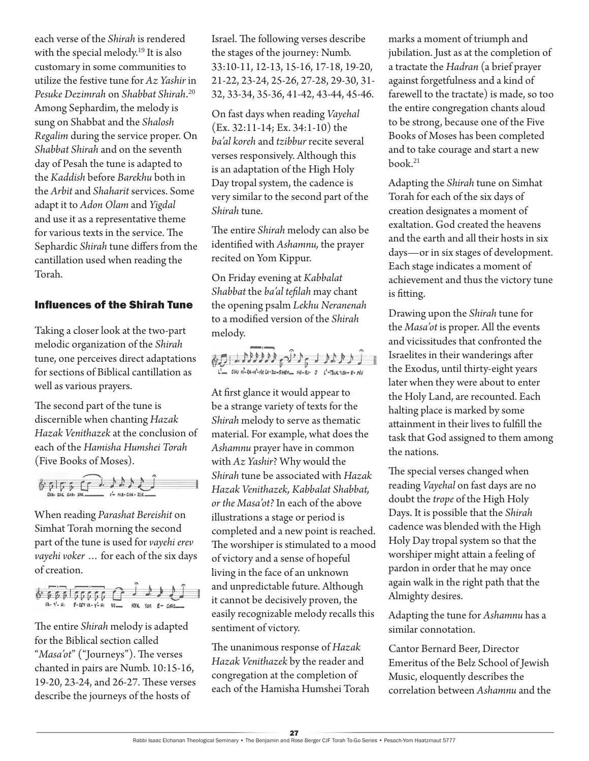each verse of the *Shirah* is rendered with the special melody.[19] It is also customary in some communities to utilize the festive tune for *Az Yashir* in *Pesuke Dezimrah* on *Shabbat Shirah*.[20] Among Sephardim, the melody is sung on Shabbat and the *Shalosh Regalim* during the service proper. On *Shabbat Shirah* and on the seventh day of Pesah the tune is adapted to the *Kaddish* before *Barekhu* both in the *Arbit* and *Shaharit* services. Some adapt it to *Adon Olam* and *Yigdal* and use it as a representative theme for various texts in the service. The Sephardic *Shirah* tune differs from the cantillation used when reading the Torah.

## Influences of the Shirah Tune

Taking a closer look at the two-part melodic organization of the *Shirah* tune, one perceives direct adaptations for sections of Biblical cantillation as well as various prayers.

The second part of the tune is discernible when chanting *Hazak Hazak Venithazek* at the conclusion of each of the *Hamisha Humshei Torah* (Five Books of Moses).

When reading *Parashat Bereishit* on Simhat Torah morning the second part of the tune is used for *vayehi erev vayehi voker* … for each of the six days of creation.

The entire *Shirah* melody is adapted for the Biblical section called "*Masa'ot*" ("Journeys"). The verses chanted in pairs are Numb. 10:15-16, 19-20, 23-24, and 26-27. These verses describe the journeys of the hosts of Israel. The following verses describe the stages of the journey: Numb. 33:10-11, 12-13, 15-16, 17-18, 19-20, 21-22, 23-24, 25-26, 27-28, 29-30, 31-32, 33-34, 35-36, 41-42, 43-44, 45-46.

On fast days when reading *Vayehal* (Ex. 32:11-14; Ex. 34:1-10) the *ba'al koreh* and *tzibbur* recite several verses responsively. Although this is an adaptation of the High Holy Day tropal system, the cadence is very similar to the second part of the *Shirah* tune.

The entire *Shirah* melody can also be identified with *Ashamnu,* the prayer recited on Yom Kippur.

On Friday evening at *Kabbalat Shabbat* the *ba'al tefilah* may chant the opening psalm *Lekhu Neranenah* to a modified version of the *Shirah* melody.

At first glance it would appear to be a strange variety of texts for the *Shirah* melody to serve as thematic material. For example, what does the *Ashamnu* prayer have in common with *Az Yashir*? Why would the *Shirah* tune be associated with *Hazak Hazak Venithazek, Kabbalat Shabbat, or the Masa'ot?* In each of the above illustrations a stage or period is completed and a new point is reached. The worshiper is stimulated to a mood of victory and a sense of hopeful living in the face of an unknown and unpredictable future. Although it cannot be decisively proven, the easily recognizable melody recalls this sentiment of victory.

The unanimous response of *Hazak Hazak Venithazek* by the reader and congregation at the completion of each of the Hamisha Humshei Torah marks a moment of triumph and jubilation. Just as at the completion of a tractate the *Hadran* (a brief prayer against forgetfulness and a kind of farewell to the tractate) is made, so too the entire congregation chants aloud to be strong, because one of the Five Books of Moses has been completed and to take courage and start a new book.[21]

Adapting the *Shirah* tune on Simhat Torah for each of the six days of creation designates a moment of exaltation. God created the heavens and the earth and all their hosts in six days—or in six stages of development. Each stage indicates a moment of achievement and thus the victory tune is fitting.

Drawing upon the *Shirah* tune for the *Masa'ot* is proper. All the events and vicissitudes that confronted the Israelites in their wanderings after the Exodus, until thirty-eight years later when they were about to enter the Holy Land, are recounted. Each halting place is marked by some attainment in their lives to fulfill the task that God assigned to them among the nations.

The special verses changed when reading *Vayehal* on fast days are no doubt the *trope* of the High Holy Days. It is possible that the *Shirah* cadence was blended with the High Holy Day tropal system so that the worshiper might attain a feeling of pardon in order that he may once again walk in the right path that the Almighty desires.

Adapting the tune for *Ashamnu* has a similar connotation.

Cantor Bernard Beer, Director Emeritus of the Belz School of Jewish Music, eloquently describes the correlation between *Ashamnu* and the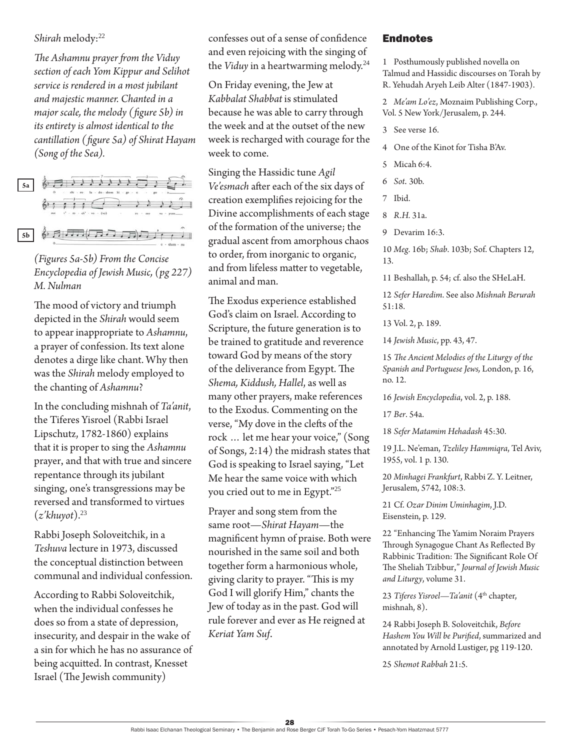*Shirah* melody:[22]

*The Ashamnu prayer from the Viduy section of each Yom Kippur and Selihot service is rendered in a most jubilant and majestic manner. Chanted in a major scale, the melody (figure 5b) in its entirety is almost identical to the cantillation (figure 5a) of Shirat Hayam (Song of the Sea).*

5a

5b

*(Figures 5a-5b) From the Concise Encyclopedia of Jewish Music, (pg 227) M. Nulman*

The mood of victory and triumph depicted in the *Shirah* would seem to appear inappropriate to *Ashamnu*, a prayer of confession. Its text alone denotes a dirge like chant. Why then was the *Shirah* melody employed to the chanting of *Ashamnu*?

In the concluding mishnah of *Ta'anit*, the Tiferes Yisroel (Rabbi Israel Lipschutz, 1782-1860) explains that it is proper to sing the *Ashamnu* prayer, and that with true and sincere repentance through its jubilant singing, one's transgressions may be reversed and transformed to virtues (*z'khuyot*).[23]

Rabbi Joseph Soloveitchik, in a *Teshuva* lecture in 1973, discussed the conceptual distinction between communal and individual confession.

According to Rabbi Soloveitchik, when the individual confesses he does so from a state of depression, insecurity, and despair in the wake of a sin for which he has no assurance of being acquitted. In contrast, Knesset Israel (The Jewish community) confesses out of a sense of confidence and even rejoicing with the singing of the *Viduy* in a heartwarming melody.[24]

On Friday evening, the Jew at *Kabbalat Shabbat* is stimulated because he was able to carry through the week and at the outset of the new week is recharged with courage for the week to come.

Singing the Hassidic tune *Agil Ve'esmach* after each of the six days of creation exemplifies rejoicing for the Divine accomplishments of each stage of the formation of the universe; the gradual ascent from amorphous chaos to order, from inorganic to organic, and from lifeless matter to vegetable, animal and man.

The Exodus experience established God's claim on Israel. According to Scripture, the future generation is to be trained to gratitude and reverence toward God by means of the story of the deliverance from Egypt. The *Shema, Kiddush, Hallel*, as well as many other prayers, make references to the Exodus. Commenting on the verse, "My dove in the clefts of the rock … let me hear your voice," (Song of Songs, 2:14) the midrash states that God is speaking to Israel saying, "Let Me hear the same voice with which you cried out to me in Egypt."[25]

Prayer and song stem from the same root—*Shirat Hayam*—the magnificent hymn of praise. Both were nourished in the same soil and both together form a harmonious whole, giving clarity to prayer. "This is my God I will glorify Him," chants the Jew of today as in the past. God will rule forever and ever as He reigned at *Keriat Yam Suf*.

## Endnotes

1 Posthumously published novella on Talmud and Hassidic discourses on Torah by R. Yehudah Aryeh Leib Alter (1847-1903).

2 *Me'am Lo'ez*, Moznaim Publishing Corp., Vol. 5 New York/Jerusalem, p. 244.

3 See verse 16.

4 One of the Kinot for Tisha B'Av.

5 Micah 6:4.

6 *Sot.* 30b.

7 Ibid.

8 *R.H.* 31a.

9 Devarim 16:3.

10 *Meg.* 16b; *Shab*. 103b; Sof. Chapters 12, 13.

11 Beshallah, p. 54; cf. also the SHeLaH.

12 *Sefer Haredim*. See also *Mishnah Berurah* 51:18.

13 Vol. 2, p. 189.

14 *Jewish Music*, pp. 43, 47.

15 *The Ancient Melodies of the Liturgy of the Spanish and Portuguese Jews,* London, p. 16, no. 12.

16 *Jewish Encyclopedia*, vol. 2, p. 188.

17 *Ber*. 54a.

18 *Sefer Matamim Hehadash* 45:30.

19 J.L. Ne'eman, *Tzeliley Hammiqra*, Tel Aviv, 1955, vol. 1 p. 130.

20 *Minhagei Frankfurt*, Rabbi Z. Y. Leitner, Jerusalem, 5742, 108:3.

21 Cf. *Ozar Dinim Uminhagim*, J.D. Eisenstein, p. 129.

22 "Enhancing The Yamim Noraim Prayers Through Synagogue Chant As Reflected By Rabbinic Tradition: The Significant Role Of The Sheliah Tzibbur," *Journal of Jewish Music and Liturgy*, volume 31.

23 *Tiferes Yisroel—Ta'anit* (4th chapter, mishnah, 8).

24 Rabbi Joseph B. Soloveitchik, *Before Hashem You Will be Purified*, summarized and annotated by Arnold Lustiger, pg 119-120.

25 *Shemot Rabbah* 21:5.